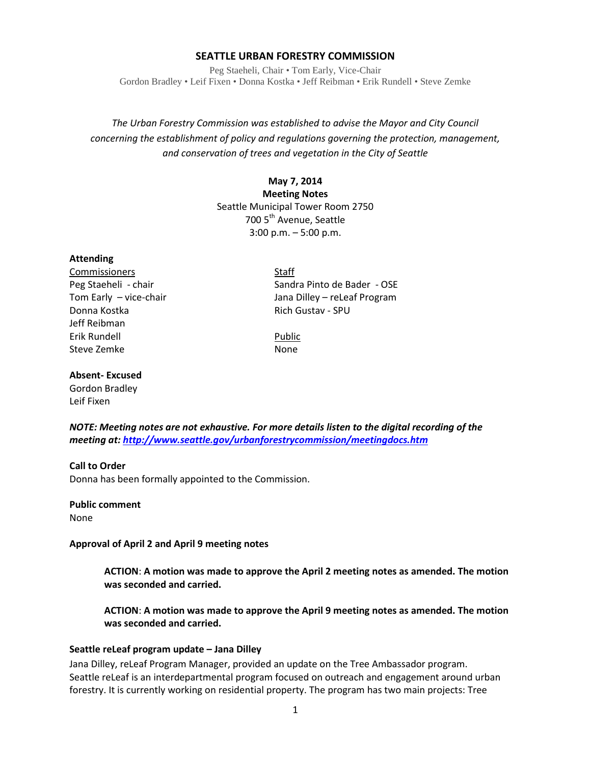# SEATTLE URBAN FORESTRY COMMISSION

Peg Staeheli, Chair • Tom Early, Vice-Chair
Gordon Bradley • Leif Fixen • Donna Kostka • Jeff Reibman • Erik Rundell • Steve Zemke

*The Urban Forestry Commission was established to advise the Mayor and City Council concerning the establishment of policy and regulations governing the protection, management, and conservation of trees and vegetation in the City of Seattle*

**May 7, 2014**
**Meeting Notes**
Seattle Municipal Tower Room 2750
700 5th Avenue, Seattle
3:00 p.m. – 5:00 p.m.

**Attending**

Commissioners
Peg Staeheli - chair
Tom Early – vice-chair
Donna Kostka
Jeff Reibman
Erik Rundell
Steve Zemke

Staff
Sandra Pinto de Bader - OSE
Jana Dilley – reLeaf Program
Rich Gustav - SPU

Public
None

**Absent- Excused**
Gordon Bradley
Leif Fixen

***NOTE: Meeting notes are not exhaustive. For more details listen to the digital recording of the meeting at: http://www.seattle.gov/urbanforestrycommission/meetingdocs.htm***

**Call to Order**
Donna has been formally appointed to the Commission.

**Public comment**
None

**Approval of April 2 and April 9 meeting notes**

> **ACTION**: **A motion was made to approve the April 2 meeting notes as amended. The motion was seconded and carried.**
>
> **ACTION**: **A motion was made to approve the April 9 meeting notes as amended. The motion was seconded and carried.**

**Seattle reLeaf program update – Jana Dilley**
Jana Dilley, reLeaf Program Manager, provided an update on the Tree Ambassador program. Seattle reLeaf is an interdepartmental program focused on outreach and engagement around urban forestry. It is currently working on residential property. The program has two main projects: Tree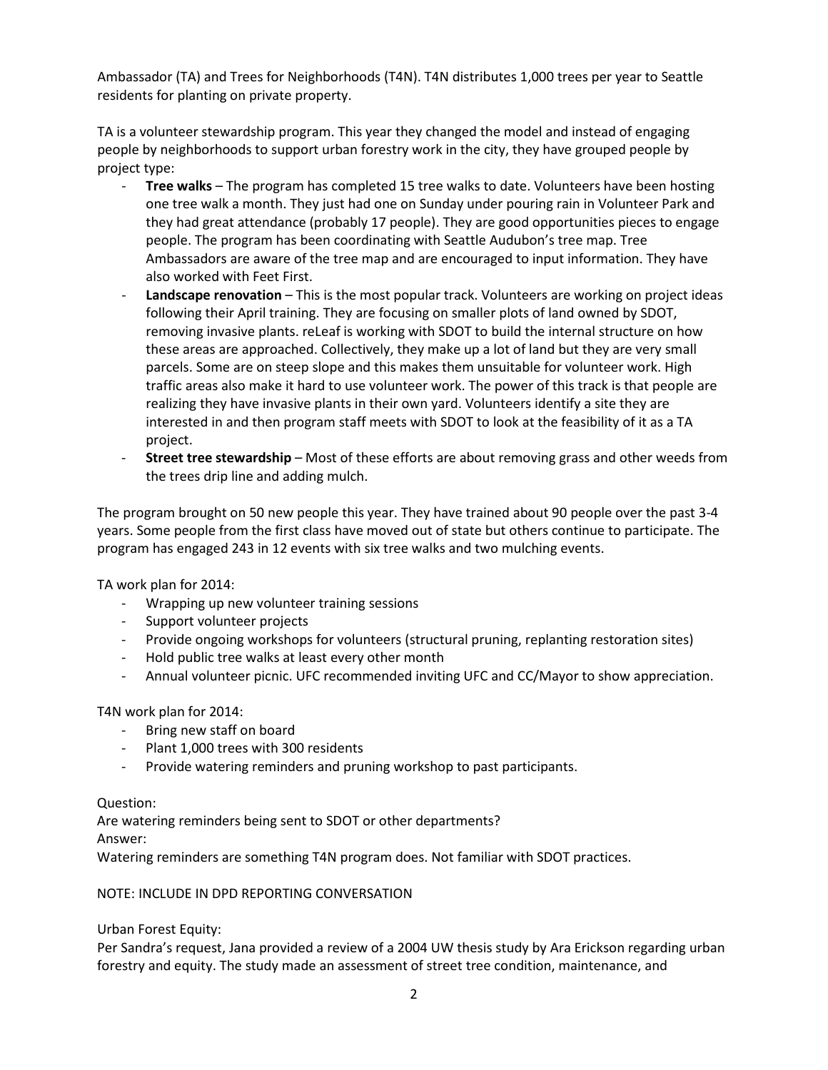Ambassador (TA) and Trees for Neighborhoods (T4N). T4N distributes 1,000 trees per year to Seattle residents for planting on private property.

TA is a volunteer stewardship program. This year they changed the model and instead of engaging people by neighborhoods to support urban forestry work in the city, they have grouped people by project type:

- **Tree walks** – The program has completed 15 tree walks to date. Volunteers have been hosting one tree walk a month. They just had one on Sunday under pouring rain in Volunteer Park and they had great attendance (probably 17 people). They are good opportunities pieces to engage people. The program has been coordinating with Seattle Audubon's tree map. Tree Ambassadors are aware of the tree map and are encouraged to input information. They have also worked with Feet First.
- **Landscape renovation** – This is the most popular track. Volunteers are working on project ideas following their April training. They are focusing on smaller plots of land owned by SDOT, removing invasive plants. reLeaf is working with SDOT to build the internal structure on how these areas are approached. Collectively, they make up a lot of land but they are very small parcels. Some are on steep slope and this makes them unsuitable for volunteer work. High traffic areas also make it hard to use volunteer work. The power of this track is that people are realizing they have invasive plants in their own yard. Volunteers identify a site they are interested in and then program staff meets with SDOT to look at the feasibility of it as a TA project.
- **Street tree stewardship** – Most of these efforts are about removing grass and other weeds from the trees drip line and adding mulch.

The program brought on 50 new people this year. They have trained about 90 people over the past 3-4 years. Some people from the first class have moved out of state but others continue to participate. The program has engaged 243 in 12 events with six tree walks and two mulching events.

TA work plan for 2014:

- Wrapping up new volunteer training sessions
- Support volunteer projects
- Provide ongoing workshops for volunteers (structural pruning, replanting restoration sites)
- Hold public tree walks at least every other month
- Annual volunteer picnic. UFC recommended inviting UFC and CC/Mayor to show appreciation.

T4N work plan for 2014:

- Bring new staff on board
- Plant 1,000 trees with 300 residents
- Provide watering reminders and pruning workshop to past participants.

Question:
Are watering reminders being sent to SDOT or other departments?
Answer:
Watering reminders are something T4N program does. Not familiar with SDOT practices.

NOTE: INCLUDE IN DPD REPORTING CONVERSATION

Urban Forest Equity:
Per Sandra's request, Jana provided a review of a 2004 UW thesis study by Ara Erickson regarding urban forestry and equity. The study made an assessment of street tree condition, maintenance, and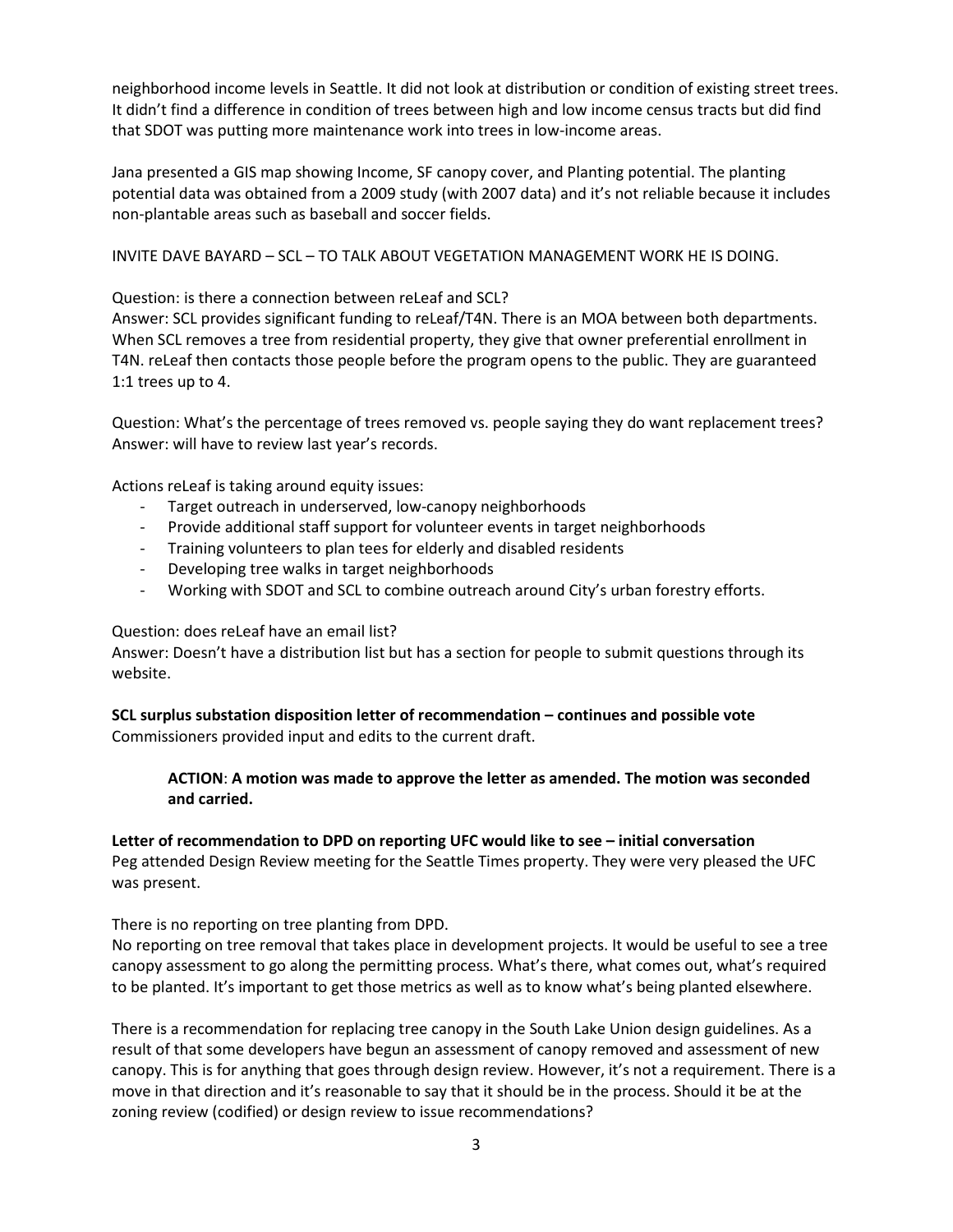neighborhood income levels in Seattle. It did not look at distribution or condition of existing street trees. It didn't find a difference in condition of trees between high and low income census tracts but did find that SDOT was putting more maintenance work into trees in low-income areas.

Jana presented a GIS map showing Income, SF canopy cover, and Planting potential. The planting potential data was obtained from a 2009 study (with 2007 data) and it's not reliable because it includes non-plantable areas such as baseball and soccer fields.

INVITE DAVE BAYARD – SCL – TO TALK ABOUT VEGETATION MANAGEMENT WORK HE IS DOING.

Question: is there a connection between reLeaf and SCL?
Answer: SCL provides significant funding to reLeaf/T4N. There is an MOA between both departments. When SCL removes a tree from residential property, they give that owner preferential enrollment in T4N. reLeaf then contacts those people before the program opens to the public. They are guaranteed 1:1 trees up to 4.

Question: What's the percentage of trees removed vs. people saying they do want replacement trees?
Answer: will have to review last year's records.

Actions reLeaf is taking around equity issues:

- Target outreach in underserved, low-canopy neighborhoods
- Provide additional staff support for volunteer events in target neighborhoods
- Training volunteers to plan tees for elderly and disabled residents
- Developing tree walks in target neighborhoods
- Working with SDOT and SCL to combine outreach around City's urban forestry efforts.

Question: does reLeaf have an email list?
Answer: Doesn't have a distribution list but has a section for people to submit questions through its website.

**SCL surplus substation disposition letter of recommendation – continues and possible vote**
Commissioners provided input and edits to the current draft.

> **ACTION**: **A motion was made to approve the letter as amended. The motion was seconded and carried.**

**Letter of recommendation to DPD on reporting UFC would like to see – initial conversation**
Peg attended Design Review meeting for the Seattle Times property. They were very pleased the UFC was present.

There is no reporting on tree planting from DPD.
No reporting on tree removal that takes place in development projects. It would be useful to see a tree canopy assessment to go along the permitting process. What's there, what comes out, what's required to be planted. It's important to get those metrics as well as to know what's being planted elsewhere.

There is a recommendation for replacing tree canopy in the South Lake Union design guidelines. As a result of that some developers have begun an assessment of canopy removed and assessment of new canopy. This is for anything that goes through design review. However, it's not a requirement. There is a move in that direction and it's reasonable to say that it should be in the process. Should it be at the zoning review (codified) or design review to issue recommendations?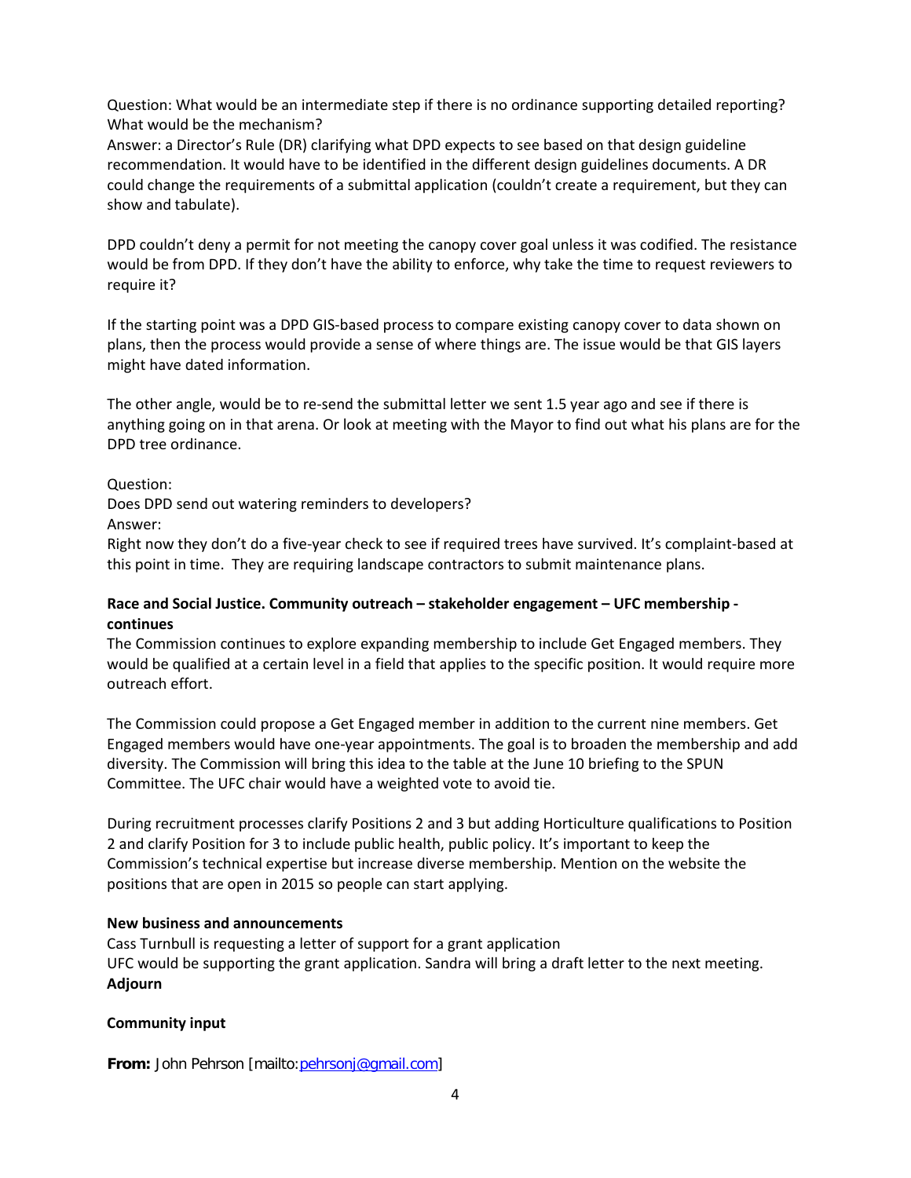Question: What would be an intermediate step if there is no ordinance supporting detailed reporting? What would be the mechanism?
Answer: a Director's Rule (DR) clarifying what DPD expects to see based on that design guideline recommendation. It would have to be identified in the different design guidelines documents. A DR could change the requirements of a submittal application (couldn't create a requirement, but they can show and tabulate).

DPD couldn't deny a permit for not meeting the canopy cover goal unless it was codified. The resistance would be from DPD. If they don't have the ability to enforce, why take the time to request reviewers to require it?

If the starting point was a DPD GIS-based process to compare existing canopy cover to data shown on plans, then the process would provide a sense of where things are. The issue would be that GIS layers might have dated information.

The other angle, would be to re-send the submittal letter we sent 1.5 year ago and see if there is anything going on in that arena. Or look at meeting with the Mayor to find out what his plans are for the DPD tree ordinance.

Question:
Does DPD send out watering reminders to developers?
Answer:
Right now they don't do a five-year check to see if required trees have survived. It's complaint-based at this point in time. They are requiring landscape contractors to submit maintenance plans.

**Race and Social Justice. Community outreach – stakeholder engagement – UFC membership - continues**
The Commission continues to explore expanding membership to include Get Engaged members. They would be qualified at a certain level in a field that applies to the specific position. It would require more outreach effort.

The Commission could propose a Get Engaged member in addition to the current nine members. Get Engaged members would have one-year appointments. The goal is to broaden the membership and add diversity. The Commission will bring this idea to the table at the June 10 briefing to the SPUN Committee. The UFC chair would have a weighted vote to avoid tie.

During recruitment processes clarify Positions 2 and 3 but adding Horticulture qualifications to Position 2 and clarify Position for 3 to include public health, public policy. It's important to keep the Commission's technical expertise but increase diverse membership. Mention on the website the positions that are open in 2015 so people can start applying.

**New business and announcements**
Cass Turnbull is requesting a letter of support for a grant application
UFC would be supporting the grant application. Sandra will bring a draft letter to the next meeting.
**Adjourn**

**Community input**

**From:** John Pehrson [mailto:pehrsonj@gmail.com]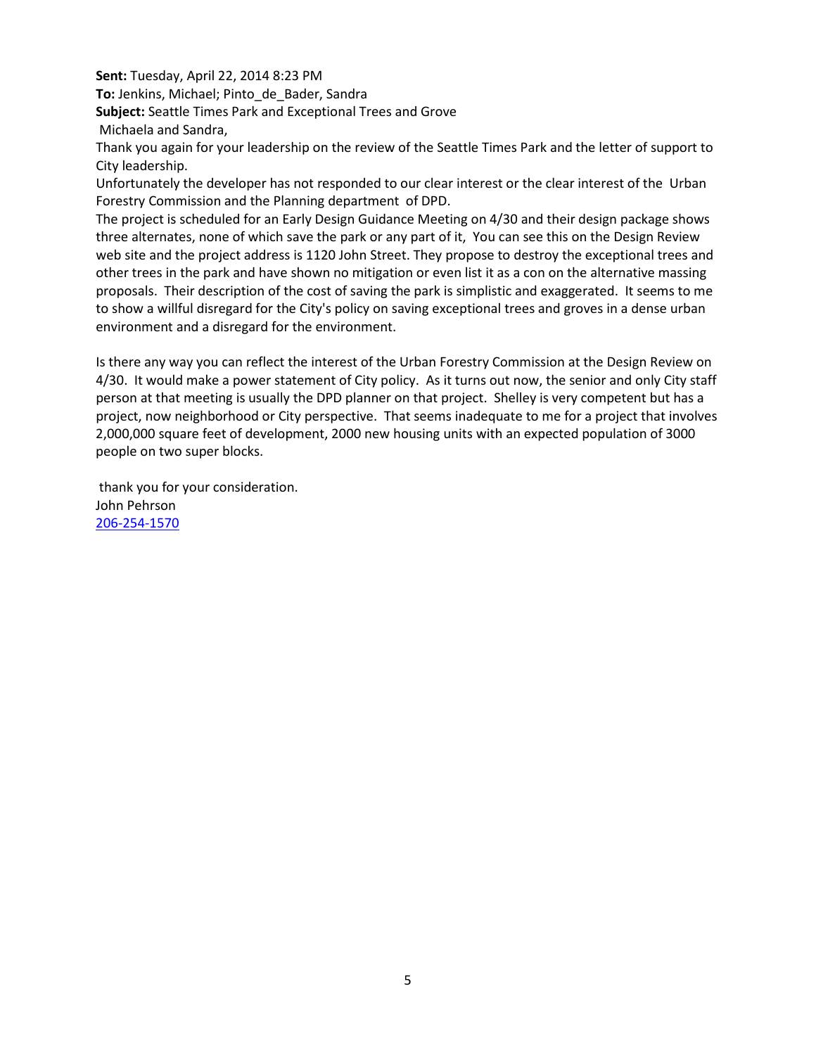**Sent:** Tuesday, April 22, 2014 8:23 PM
**To:** Jenkins, Michael; Pinto_de_Bader, Sandra
**Subject:** Seattle Times Park and Exceptional Trees and Grove

Michaela and Sandra,

Thank you again for your leadership on the review of the Seattle Times Park and the letter of support to City leadership.

Unfortunately the developer has not responded to our clear interest or the clear interest of the Urban Forestry Commission and the Planning department of DPD.

The project is scheduled for an Early Design Guidance Meeting on 4/30 and their design package shows three alternates, none of which save the park or any part of it, You can see this on the Design Review web site and the project address is 1120 John Street. They propose to destroy the exceptional trees and other trees in the park and have shown no mitigation or even list it as a con on the alternative massing proposals. Their description of the cost of saving the park is simplistic and exaggerated. It seems to me to show a willful disregard for the City's policy on saving exceptional trees and groves in a dense urban environment and a disregard for the environment.

Is there any way you can reflect the interest of the Urban Forestry Commission at the Design Review on 4/30. It would make a power statement of City policy. As it turns out now, the senior and only City staff person at that meeting is usually the DPD planner on that project. Shelley is very competent but has a project, now neighborhood or City perspective. That seems inadequate to me for a project that involves 2,000,000 square feet of development, 2000 new housing units with an expected population of 3000 people on two super blocks.

thank you for your consideration.
John Pehrson
206-254-1570